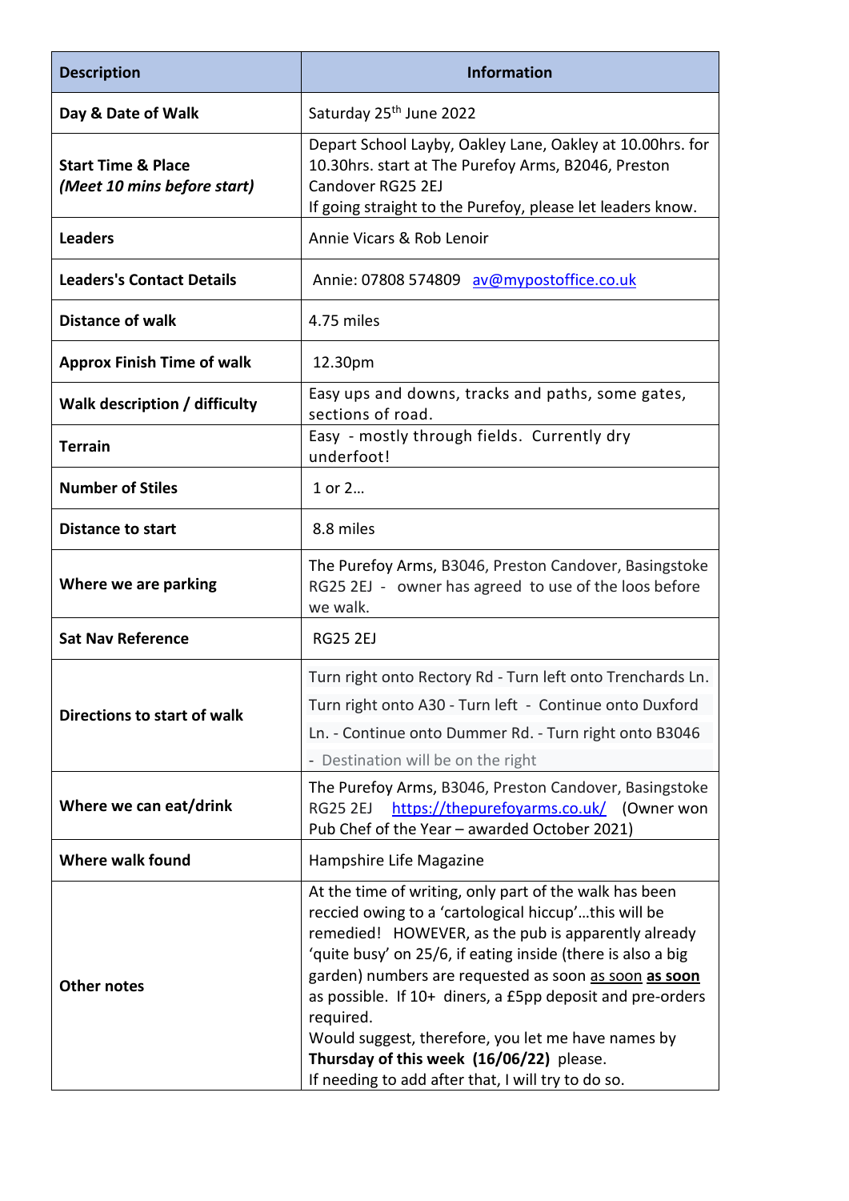| Description | Information |
|---|---|
| **Day & Date of Walk** | Saturday 25th June 2022 |
| **Start Time & Place** ***(Meet 10 mins before start)*** | Depart School Layby, Oakley Lane, Oakley at 10.00hrs. for 10.30hrs. start at The Purefoy Arms, B2046, Preston Candover RG25 2EJ<br>If going straight to the Purefoy, please let leaders know. |
| **Leaders** | Annie Vicars & Rob Lenoir |
| **Leaders's Contact Details** | Annie: 07808 574809 av@mypostoffice.co.uk |
| **Distance of walk** | 4.75 miles |
| **Approx Finish Time of walk** | 12.30pm |
| **Walk description / difficulty** | Easy ups and downs, tracks and paths, some gates, sections of road. |
| **Terrain** | Easy - mostly through fields. Currently dry underfoot! |
| **Number of Stiles** | 1 or 2… |
| **Distance to start** | 8.8 miles |
| **Where we are parking** | The Purefoy Arms, B3046, Preston Candover, Basingstoke RG25 2EJ - owner has agreed to use of the loos before we walk. |
| **Sat Nav Reference** | RG25 2EJ |
| **Directions to start of walk** | Turn right onto Rectory Rd - Turn left onto Trenchards Ln. Turn right onto A30 - Turn left - Continue onto Duxford Ln. - Continue onto Dummer Rd. - Turn right onto B3046 - Destination will be on the right |
| **Where we can eat/drink** | The Purefoy Arms, B3046, Preston Candover, Basingstoke RG25 2EJ https://thepurefoyarms.co.uk/ (Owner won Pub Chef of the Year – awarded October 2021) |
| **Where walk found** | Hampshire Life Magazine |
| **Other notes** | At the time of writing, only part of the walk has been reccied owing to a 'cartological hiccup'…this will be remedied! HOWEVER, as the pub is apparently already 'quite busy' on 25/6, if eating inside (there is also a big garden) numbers are requested as soon as soon **as soon** as possible. If 10+ diners, a £5pp deposit and pre-orders required.<br>Would suggest, therefore, you let me have names by **Thursday of this week (16/06/22)** please.<br>If needing to add after that, I will try to do so. |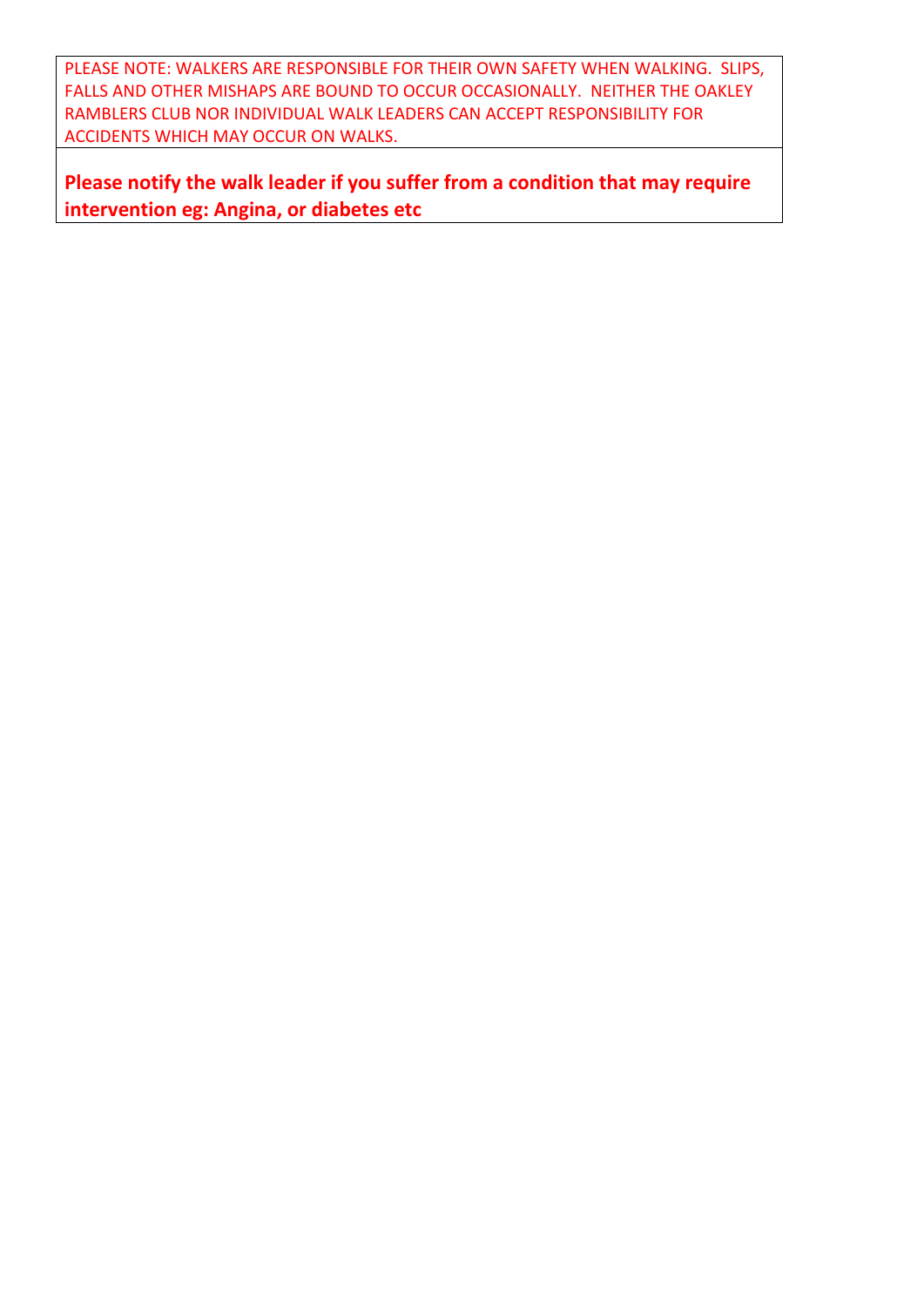PLEASE NOTE: WALKERS ARE RESPONSIBLE FOR THEIR OWN SAFETY WHEN WALKING. SLIPS, FALLS AND OTHER MISHAPS ARE BOUND TO OCCUR OCCASIONALLY. NEITHER THE OAKLEY RAMBLERS CLUB NOR INDIVIDUAL WALK LEADERS CAN ACCEPT RESPONSIBILITY FOR ACCIDENTS WHICH MAY OCCUR ON WALKS.

**Please notify the walk leader if you suffer from a condition that may require intervention eg: Angina, or diabetes etc**